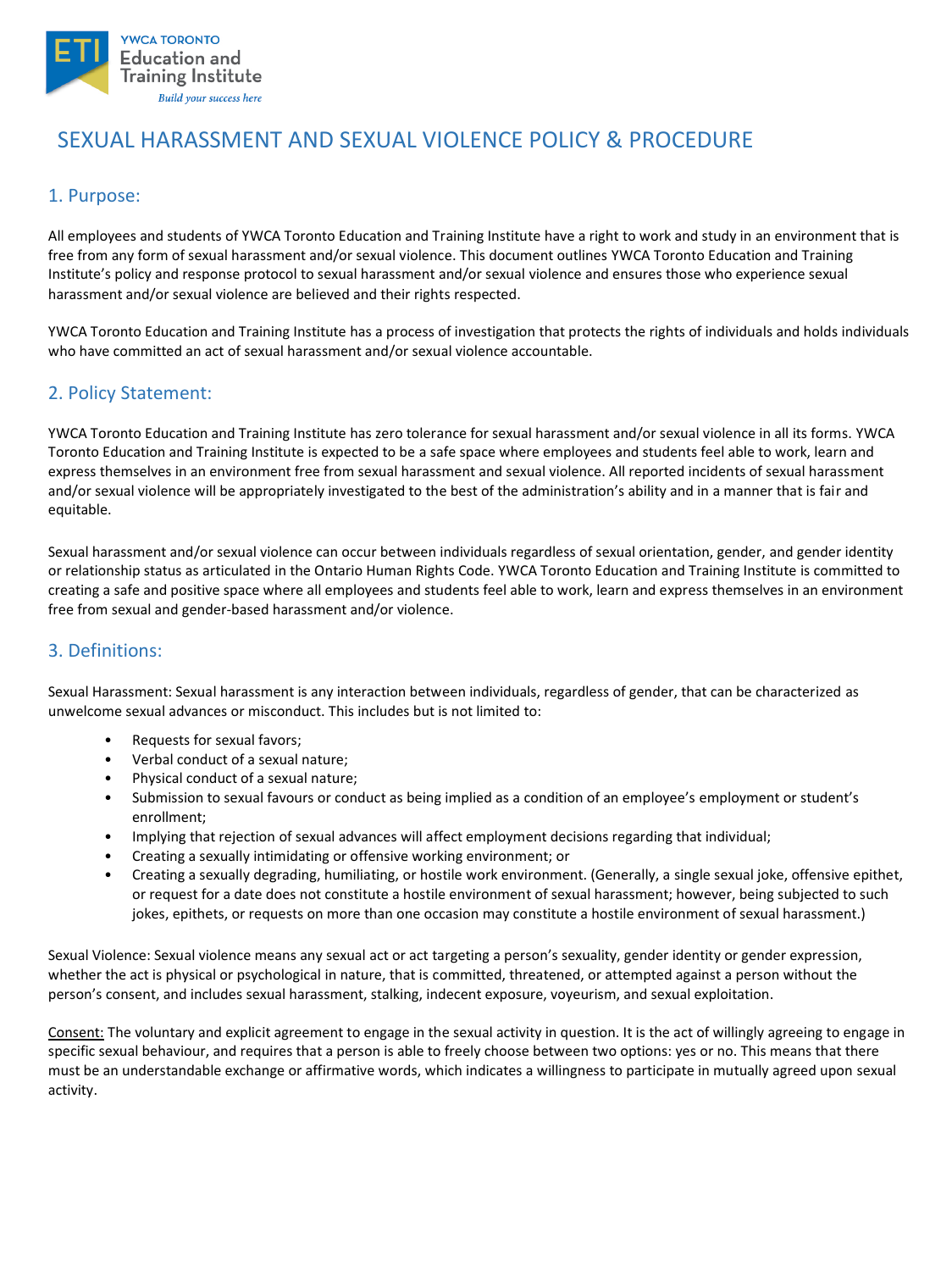YWCA TORONTO
Education and Training Institute
*Build your success here*

# SEXUAL HARASSMENT AND SEXUAL VIOLENCE POLICY & PROCEDURE

## 1. Purpose:

All employees and students of YWCA Toronto Education and Training Institute have a right to work and study in an environment that is free from any form of sexual harassment and/or sexual violence. This document outlines YWCA Toronto Education and Training Institute's policy and response protocol to sexual harassment and/or sexual violence and ensures those who experience sexual harassment and/or sexual violence are believed and their rights respected.

YWCA Toronto Education and Training Institute has a process of investigation that protects the rights of individuals and holds individuals who have committed an act of sexual harassment and/or sexual violence accountable.

## 2. Policy Statement:

YWCA Toronto Education and Training Institute has zero tolerance for sexual harassment and/or sexual violence in all its forms. YWCA Toronto Education and Training Institute is expected to be a safe space where employees and students feel able to work, learn and express themselves in an environment free from sexual harassment and sexual violence. All reported incidents of sexual harassment and/or sexual violence will be appropriately investigated to the best of the administration's ability and in a manner that is fair and equitable.

Sexual harassment and/or sexual violence can occur between individuals regardless of sexual orientation, gender, and gender identity or relationship status as articulated in the Ontario Human Rights Code. YWCA Toronto Education and Training Institute is committed to creating a safe and positive space where all employees and students feel able to work, learn and express themselves in an environment free from sexual and gender-based harassment and/or violence.

## 3. Definitions:

Sexual Harassment: Sexual harassment is any interaction between individuals, regardless of gender, that can be characterized as unwelcome sexual advances or misconduct. This includes but is not limited to:

- Requests for sexual favors;
- Verbal conduct of a sexual nature;
- Physical conduct of a sexual nature;
- Submission to sexual favours or conduct as being implied as a condition of an employee's employment or student's enrollment;
- Implying that rejection of sexual advances will affect employment decisions regarding that individual;
- Creating a sexually intimidating or offensive working environment; or
- Creating a sexually degrading, humiliating, or hostile work environment. (Generally, a single sexual joke, offensive epithet, or request for a date does not constitute a hostile environment of sexual harassment; however, being subjected to such jokes, epithets, or requests on more than one occasion may constitute a hostile environment of sexual harassment.)

Sexual Violence: Sexual violence means any sexual act or act targeting a person's sexuality, gender identity or gender expression, whether the act is physical or psychological in nature, that is committed, threatened, or attempted against a person without the person's consent, and includes sexual harassment, stalking, indecent exposure, voyeurism, and sexual exploitation.

<u>Consent:</u> The voluntary and explicit agreement to engage in the sexual activity in question. It is the act of willingly agreeing to engage in specific sexual behaviour, and requires that a person is able to freely choose between two options: yes or no. This means that there must be an understandable exchange or affirmative words, which indicates a willingness to participate in mutually agreed upon sexual activity.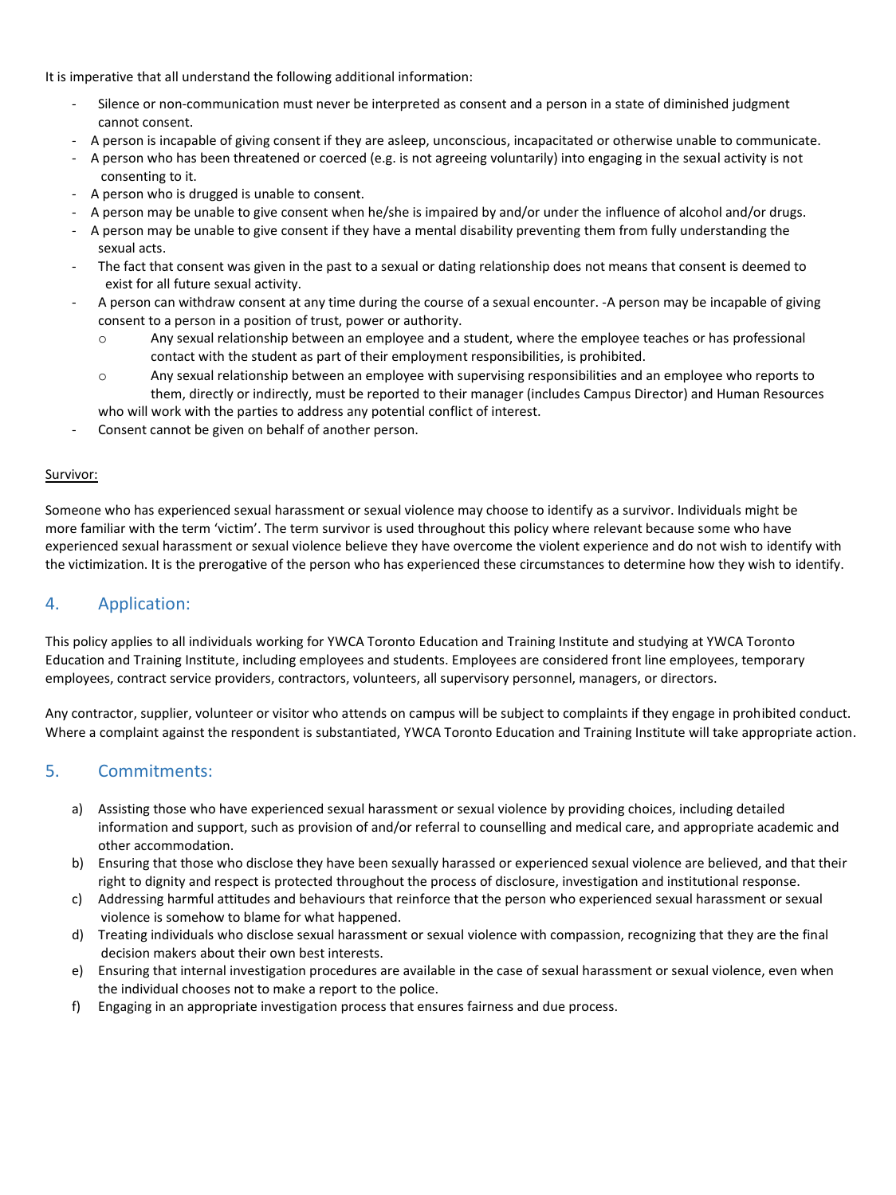It is imperative that all understand the following additional information:

- Silence or non-communication must never be interpreted as consent and a person in a state of diminished judgment cannot consent.
- A person is incapable of giving consent if they are asleep, unconscious, incapacitated or otherwise unable to communicate.
- A person who has been threatened or coerced (e.g. is not agreeing voluntarily) into engaging in the sexual activity is not consenting to it.
- A person who is drugged is unable to consent.
- A person may be unable to give consent when he/she is impaired by and/or under the influence of alcohol and/or drugs.
- A person may be unable to give consent if they have a mental disability preventing them from fully understanding the sexual acts.
- The fact that consent was given in the past to a sexual or dating relationship does not means that consent is deemed to exist for all future sexual activity.
- A person can withdraw consent at any time during the course of a sexual encounter. -A person may be incapable of giving consent to a person in a position of trust, power or authority.
    - Any sexual relationship between an employee and a student, where the employee teaches or has professional contact with the student as part of their employment responsibilities, is prohibited.
    - Any sexual relationship between an employee with supervising responsibilities and an employee who reports to them, directly or indirectly, must be reported to their manager (includes Campus Director) and Human Resources who will work with the parties to address any potential conflict of interest.
- Consent cannot be given on behalf of another person.

<u>Survivor:</u>

Someone who has experienced sexual harassment or sexual violence may choose to identify as a survivor. Individuals might be more familiar with the term 'victim'. The term survivor is used throughout this policy where relevant because some who have experienced sexual harassment or sexual violence believe they have overcome the violent experience and do not wish to identify with the victimization. It is the prerogative of the person who has experienced these circumstances to determine how they wish to identify.

## 4. Application:

This policy applies to all individuals working for YWCA Toronto Education and Training Institute and studying at YWCA Toronto Education and Training Institute, including employees and students. Employees are considered front line employees, temporary employees, contract service providers, contractors, volunteers, all supervisory personnel, managers, or directors.

Any contractor, supplier, volunteer or visitor who attends on campus will be subject to complaints if they engage in prohibited conduct. Where a complaint against the respondent is substantiated, YWCA Toronto Education and Training Institute will take appropriate action.

## 5. Commitments:

a) Assisting those who have experienced sexual harassment or sexual violence by providing choices, including detailed information and support, such as provision of and/or referral to counselling and medical care, and appropriate academic and other accommodation.
b) Ensuring that those who disclose they have been sexually harassed or experienced sexual violence are believed, and that their right to dignity and respect is protected throughout the process of disclosure, investigation and institutional response.
c) Addressing harmful attitudes and behaviours that reinforce that the person who experienced sexual harassment or sexual violence is somehow to blame for what happened.
d) Treating individuals who disclose sexual harassment or sexual violence with compassion, recognizing that they are the final decision makers about their own best interests.
e) Ensuring that internal investigation procedures are available in the case of sexual harassment or sexual violence, even when the individual chooses not to make a report to the police.
f) Engaging in an appropriate investigation process that ensures fairness and due process.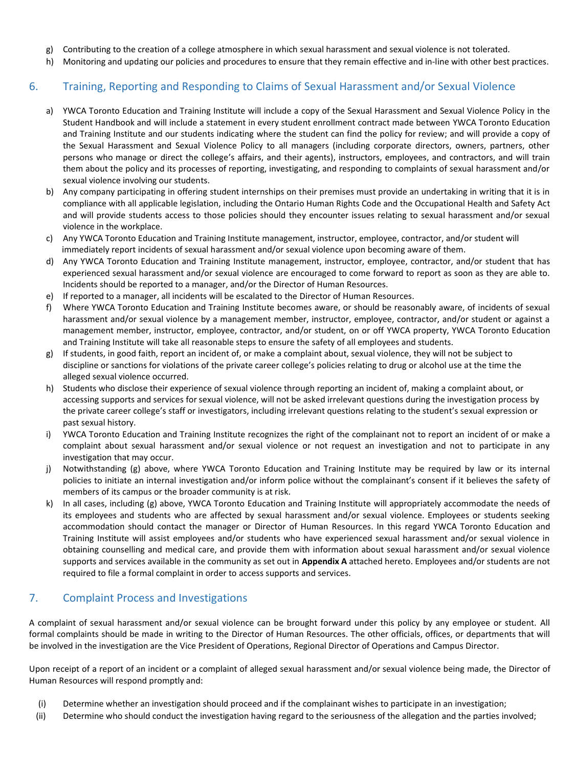g) Contributing to the creation of a college atmosphere in which sexual harassment and sexual violence is not tolerated.
h) Monitoring and updating our policies and procedures to ensure that they remain effective and in-line with other best practices.

## 6. Training, Reporting and Responding to Claims of Sexual Harassment and/or Sexual Violence

a) YWCA Toronto Education and Training Institute will include a copy of the Sexual Harassment and Sexual Violence Policy in the Student Handbook and will include a statement in every student enrollment contract made between YWCA Toronto Education and Training Institute and our students indicating where the student can find the policy for review; and will provide a copy of the Sexual Harassment and Sexual Violence Policy to all managers (including corporate directors, owners, partners, other persons who manage or direct the college's affairs, and their agents), instructors, employees, and contractors, and will train them about the policy and its processes of reporting, investigating, and responding to complaints of sexual harassment and/or sexual violence involving our students.
b) Any company participating in offering student internships on their premises must provide an undertaking in writing that it is in compliance with all applicable legislation, including the Ontario Human Rights Code and the Occupational Health and Safety Act and will provide students access to those policies should they encounter issues relating to sexual harassment and/or sexual violence in the workplace.
c) Any YWCA Toronto Education and Training Institute management, instructor, employee, contractor, and/or student will immediately report incidents of sexual harassment and/or sexual violence upon becoming aware of them.
d) Any YWCA Toronto Education and Training Institute management, instructor, employee, contractor, and/or student that has experienced sexual harassment and/or sexual violence are encouraged to come forward to report as soon as they are able to. Incidents should be reported to a manager, and/or the Director of Human Resources.
e) If reported to a manager, all incidents will be escalated to the Director of Human Resources.
f) Where YWCA Toronto Education and Training Institute becomes aware, or should be reasonably aware, of incidents of sexual harassment and/or sexual violence by a management member, instructor, employee, contractor, and/or student or against a management member, instructor, employee, contractor, and/or student, on or off YWCA property, YWCA Toronto Education and Training Institute will take all reasonable steps to ensure the safety of all employees and students.
g) If students, in good faith, report an incident of, or make a complaint about, sexual violence, they will not be subject to discipline or sanctions for violations of the private career college's policies relating to drug or alcohol use at the time the alleged sexual violence occurred.
h) Students who disclose their experience of sexual violence through reporting an incident of, making a complaint about, or accessing supports and services for sexual violence, will not be asked irrelevant questions during the investigation process by the private career college's staff or investigators, including irrelevant questions relating to the student's sexual expression or past sexual history.
i) YWCA Toronto Education and Training Institute recognizes the right of the complainant not to report an incident of or make a complaint about sexual harassment and/or sexual violence or not request an investigation and not to participate in any investigation that may occur.
j) Notwithstanding (g) above, where YWCA Toronto Education and Training Institute may be required by law or its internal policies to initiate an internal investigation and/or inform police without the complainant's consent if it believes the safety of members of its campus or the broader community is at risk.
k) In all cases, including (g) above, YWCA Toronto Education and Training Institute will appropriately accommodate the needs of its employees and students who are affected by sexual harassment and/or sexual violence. Employees or students seeking accommodation should contact the manager or Director of Human Resources. In this regard YWCA Toronto Education and Training Institute will assist employees and/or students who have experienced sexual harassment and/or sexual violence in obtaining counselling and medical care, and provide them with information about sexual harassment and/or sexual violence supports and services available in the community as set out in **Appendix A** attached hereto. Employees and/or students are not required to file a formal complaint in order to access supports and services.

## 7. Complaint Process and Investigations

A complaint of sexual harassment and/or sexual violence can be brought forward under this policy by any employee or student. All formal complaints should be made in writing to the Director of Human Resources. The other officials, offices, or departments that will be involved in the investigation are the Vice President of Operations, Regional Director of Operations and Campus Director.

Upon receipt of a report of an incident or a complaint of alleged sexual harassment and/or sexual violence being made, the Director of Human Resources will respond promptly and:

(i) Determine whether an investigation should proceed and if the complainant wishes to participate in an investigation;
(ii) Determine who should conduct the investigation having regard to the seriousness of the allegation and the parties involved;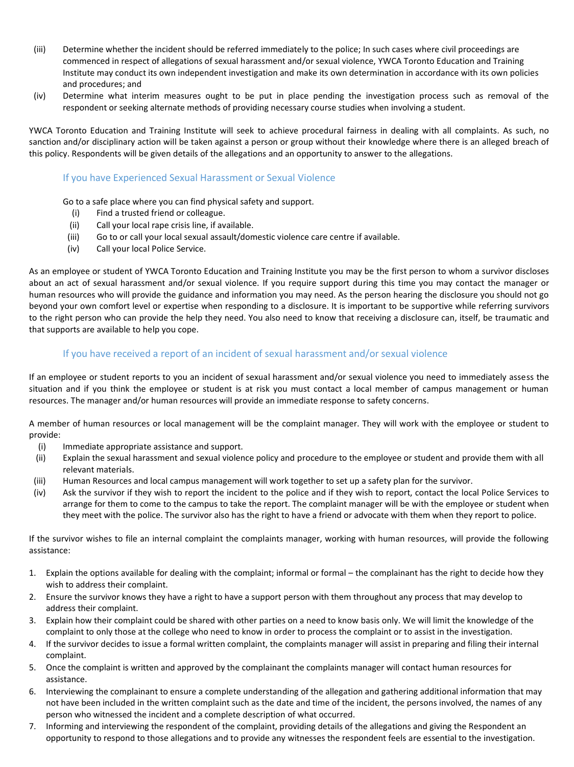(iii) Determine whether the incident should be referred immediately to the police; In such cases where civil proceedings are commenced in respect of allegations of sexual harassment and/or sexual violence, YWCA Toronto Education and Training Institute may conduct its own independent investigation and make its own determination in accordance with its own policies and procedures; and

(iv) Determine what interim measures ought to be put in place pending the investigation process such as removal of the respondent or seeking alternate methods of providing necessary course studies when involving a student.

YWCA Toronto Education and Training Institute will seek to achieve procedural fairness in dealing with all complaints. As such, no sanction and/or disciplinary action will be taken against a person or group without their knowledge where there is an alleged breach of this policy. Respondents will be given details of the allegations and an opportunity to answer to the allegations.

### If you have Experienced Sexual Harassment or Sexual Violence

Go to a safe place where you can find physical safety and support.

(i) Find a trusted friend or colleague.
(ii) Call your local rape crisis line, if available.
(iii) Go to or call your local sexual assault/domestic violence care centre if available.
(iv) Call your local Police Service.

As an employee or student of YWCA Toronto Education and Training Institute you may be the first person to whom a survivor discloses about an act of sexual harassment and/or sexual violence. If you require support during this time you may contact the manager or human resources who will provide the guidance and information you may need. As the person hearing the disclosure you should not go beyond your own comfort level or expertise when responding to a disclosure. It is important to be supportive while referring survivors to the right person who can provide the help they need. You also need to know that receiving a disclosure can, itself, be traumatic and that supports are available to help you cope.

### If you have received a report of an incident of sexual harassment and/or sexual violence

If an employee or student reports to you an incident of sexual harassment and/or sexual violence you need to immediately assess the situation and if you think the employee or student is at risk you must contact a local member of campus management or human resources. The manager and/or human resources will provide an immediate response to safety concerns.

A member of human resources or local management will be the complaint manager. They will work with the employee or student to provide:

(i) Immediate appropriate assistance and support.
(ii) Explain the sexual harassment and sexual violence policy and procedure to the employee or student and provide them with all relevant materials.
(iii) Human Resources and local campus management will work together to set up a safety plan for the survivor.
(iv) Ask the survivor if they wish to report the incident to the police and if they wish to report, contact the local Police Services to arrange for them to come to the campus to take the report. The complaint manager will be with the employee or student when they meet with the police. The survivor also has the right to have a friend or advocate with them when they report to police.

If the survivor wishes to file an internal complaint the complaints manager, working with human resources, will provide the following assistance:

1. Explain the options available for dealing with the complaint; informal or formal – the complainant has the right to decide how they wish to address their complaint.
2. Ensure the survivor knows they have a right to have a support person with them throughout any process that may develop to address their complaint.
3. Explain how their complaint could be shared with other parties on a need to know basis only. We will limit the knowledge of the complaint to only those at the college who need to know in order to process the complaint or to assist in the investigation.
4. If the survivor decides to issue a formal written complaint, the complaints manager will assist in preparing and filing their internal complaint.
5. Once the complaint is written and approved by the complainant the complaints manager will contact human resources for assistance.
6. Interviewing the complainant to ensure a complete understanding of the allegation and gathering additional information that may not have been included in the written complaint such as the date and time of the incident, the persons involved, the names of any person who witnessed the incident and a complete description of what occurred.
7. Informing and interviewing the respondent of the complaint, providing details of the allegations and giving the Respondent an opportunity to respond to those allegations and to provide any witnesses the respondent feels are essential to the investigation.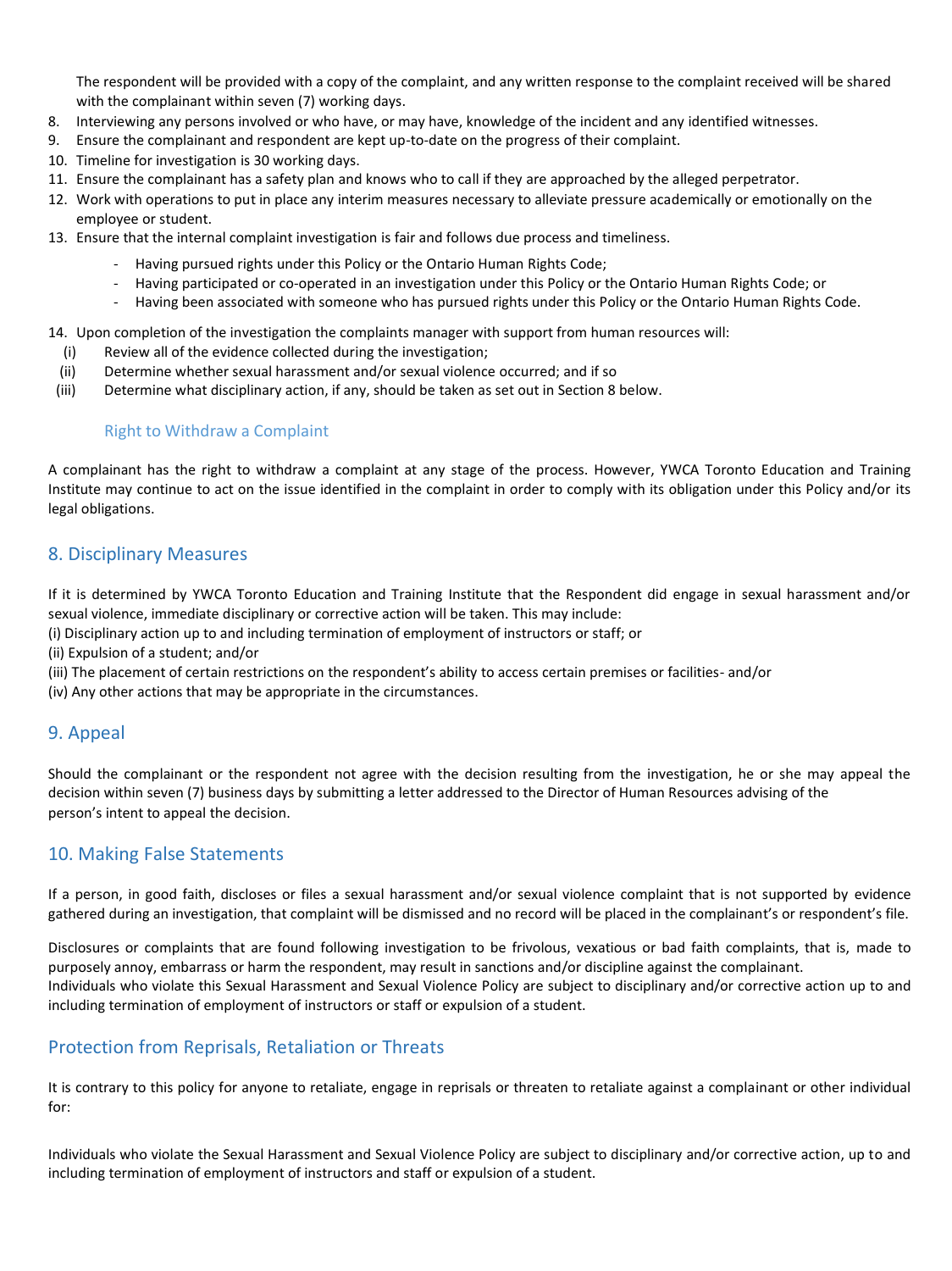The respondent will be provided with a copy of the complaint, and any written response to the complaint received will be shared with the complainant within seven (7) working days.

8. Interviewing any persons involved or who have, or may have, knowledge of the incident and any identified witnesses.
9. Ensure the complainant and respondent are kept up-to-date on the progress of their complaint.
10. Timeline for investigation is 30 working days.
11. Ensure the complainant has a safety plan and knows who to call if they are approached by the alleged perpetrator.
12. Work with operations to put in place any interim measures necessary to alleviate pressure academically or emotionally on the employee or student.
13. Ensure that the internal complaint investigation is fair and follows due process and timeliness.
    - Having pursued rights under this Policy or the Ontario Human Rights Code;
    - Having participated or co-operated in an investigation under this Policy or the Ontario Human Rights Code; or
    - Having been associated with someone who has pursued rights under this Policy or the Ontario Human Rights Code.
14. Upon completion of the investigation the complaints manager with support from human resources will:
    (i) Review all of the evidence collected during the investigation;
    (ii) Determine whether sexual harassment and/or sexual violence occurred; and if so
    (iii) Determine what disciplinary action, if any, should be taken as set out in Section 8 below.

### Right to Withdraw a Complaint

A complainant has the right to withdraw a complaint at any stage of the process. However, YWCA Toronto Education and Training Institute may continue to act on the issue identified in the complaint in order to comply with its obligation under this Policy and/or its legal obligations.

## 8. Disciplinary Measures

If it is determined by YWCA Toronto Education and Training Institute that the Respondent did engage in sexual harassment and/or sexual violence, immediate disciplinary or corrective action will be taken. This may include:
(i) Disciplinary action up to and including termination of employment of instructors or staff; or
(ii) Expulsion of a student; and/or
(iii) The placement of certain restrictions on the respondent's ability to access certain premises or facilities- and/or
(iv) Any other actions that may be appropriate in the circumstances.

## 9. Appeal

Should the complainant or the respondent not agree with the decision resulting from the investigation, he or she may appeal the decision within seven (7) business days by submitting a letter addressed to the Director of Human Resources advising of the person's intent to appeal the decision.

## 10. Making False Statements

If a person, in good faith, discloses or files a sexual harassment and/or sexual violence complaint that is not supported by evidence gathered during an investigation, that complaint will be dismissed and no record will be placed in the complainant's or respondent's file.

Disclosures or complaints that are found following investigation to be frivolous, vexatious or bad faith complaints, that is, made to purposely annoy, embarrass or harm the respondent, may result in sanctions and/or discipline against the complainant.
Individuals who violate this Sexual Harassment and Sexual Violence Policy are subject to disciplinary and/or corrective action up to and including termination of employment of instructors or staff or expulsion of a student.

## Protection from Reprisals, Retaliation or Threats

It is contrary to this policy for anyone to retaliate, engage in reprisals or threaten to retaliate against a complainant or other individual for:

Individuals who violate the Sexual Harassment and Sexual Violence Policy are subject to disciplinary and/or corrective action, up to and including termination of employment of instructors and staff or expulsion of a student.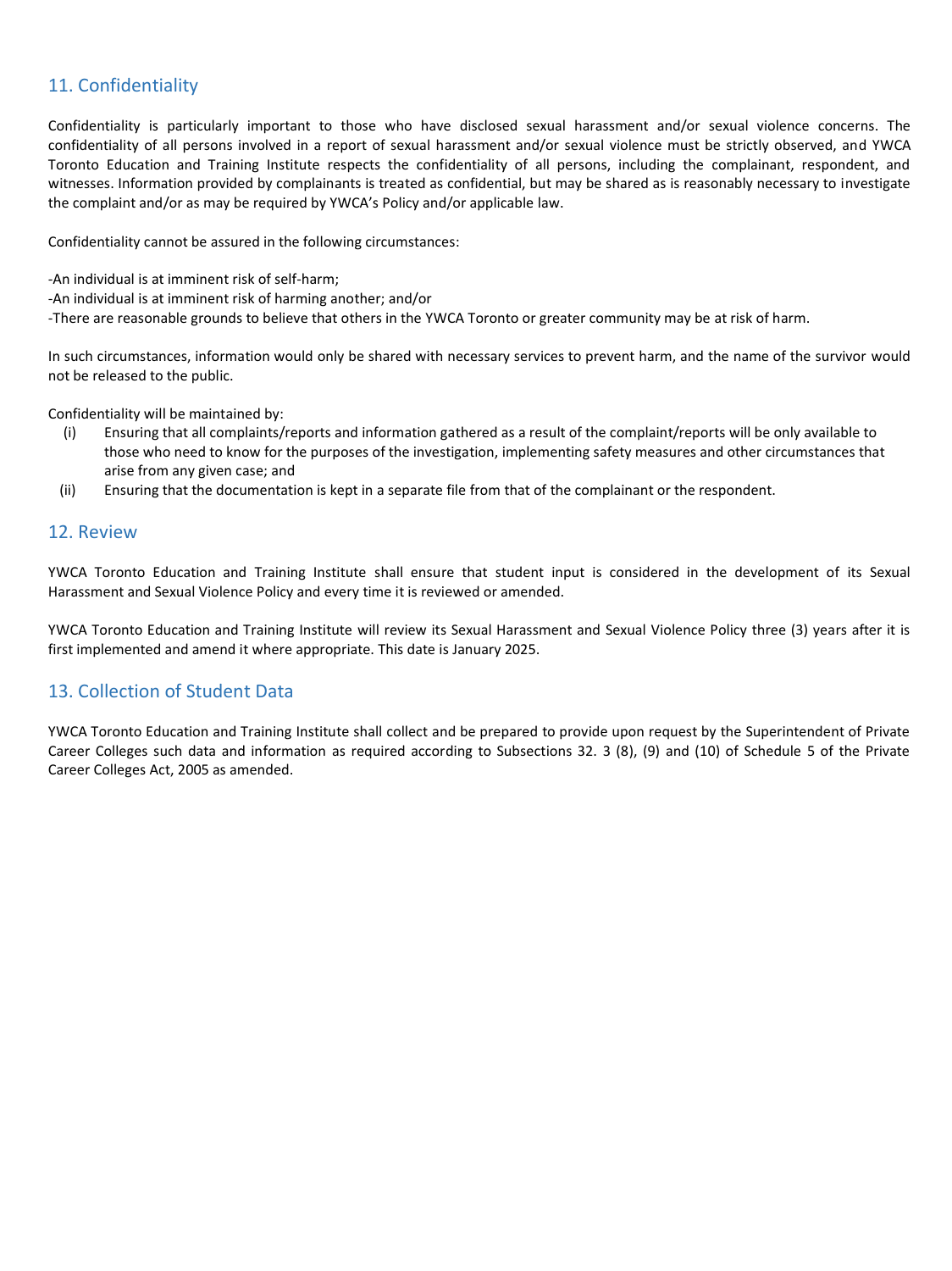## 11. Confidentiality

Confidentiality is particularly important to those who have disclosed sexual harassment and/or sexual violence concerns. The confidentiality of all persons involved in a report of sexual harassment and/or sexual violence must be strictly observed, and YWCA Toronto Education and Training Institute respects the confidentiality of all persons, including the complainant, respondent, and witnesses. Information provided by complainants is treated as confidential, but may be shared as is reasonably necessary to investigate the complaint and/or as may be required by YWCA's Policy and/or applicable law.

Confidentiality cannot be assured in the following circumstances:

-An individual is at imminent risk of self-harm;
-An individual is at imminent risk of harming another; and/or
-There are reasonable grounds to believe that others in the YWCA Toronto or greater community may be at risk of harm.

In such circumstances, information would only be shared with necessary services to prevent harm, and the name of the survivor would not be released to the public.

Confidentiality will be maintained by:

(i) Ensuring that all complaints/reports and information gathered as a result of the complaint/reports will be only available to those who need to know for the purposes of the investigation, implementing safety measures and other circumstances that arise from any given case; and
(ii) Ensuring that the documentation is kept in a separate file from that of the complainant or the respondent.

## 12. Review

YWCA Toronto Education and Training Institute shall ensure that student input is considered in the development of its Sexual Harassment and Sexual Violence Policy and every time it is reviewed or amended.

YWCA Toronto Education and Training Institute will review its Sexual Harassment and Sexual Violence Policy three (3) years after it is first implemented and amend it where appropriate. This date is January 2025.

## 13. Collection of Student Data

YWCA Toronto Education and Training Institute shall collect and be prepared to provide upon request by the Superintendent of Private Career Colleges such data and information as required according to Subsections 32. 3 (8), (9) and (10) of Schedule 5 of the Private Career Colleges Act, 2005 as amended.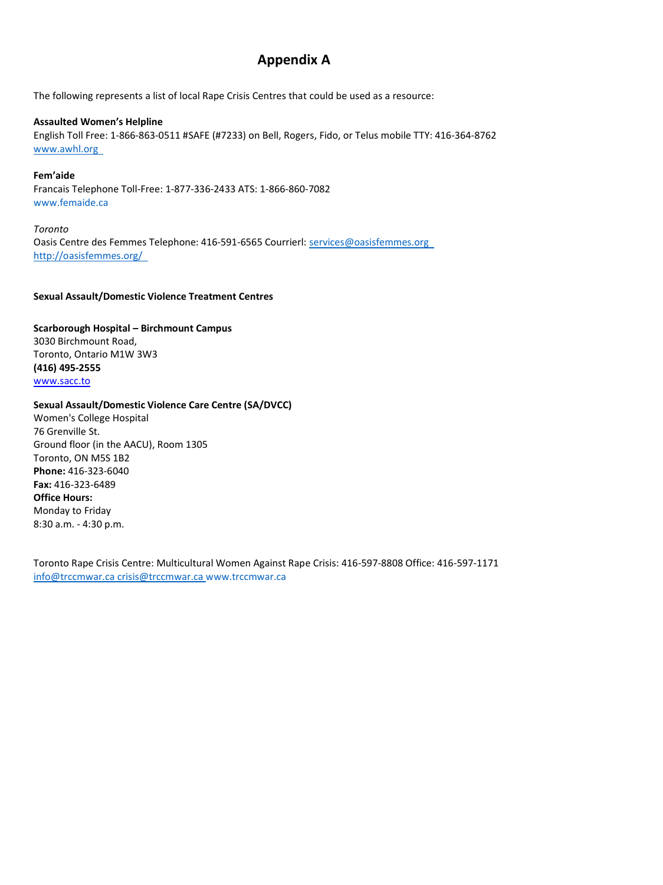# Appendix A

The following represents a list of local Rape Crisis Centres that could be used as a resource:

**Assaulted Women's Helpline**
English Toll Free: 1-866-863-0511 #SAFE (#7233) on Bell, Rogers, Fido, or Telus mobile TTY: 416-364-8762
www.awhl.org

**Fem'aide**
Francais Telephone Toll-Free: 1-877-336-2433 ATS: 1-866-860-7082
www.femaide.ca

*Toronto*
Oasis Centre des Femmes Telephone: 416-591-6565 Courrierl: services@oasisfemmes.org
http://oasisfemmes.org/

**Sexual Assault/Domestic Violence Treatment Centres**

**Scarborough Hospital – Birchmount Campus**
3030 Birchmount Road,
Toronto, Ontario M1W 3W3
**(416) 495-2555**
www.sacc.to

**Sexual Assault/Domestic Violence Care Centre (SA/DVCC)**
Women's College Hospital
76 Grenville St.
Ground floor (in the AACU), Room 1305
Toronto, ON M5S 1B2
**Phone:** 416-323-6040
**Fax:** 416-323-6489
**Office Hours:**
Monday to Friday
8:30 a.m. - 4:30 p.m.

Toronto Rape Crisis Centre: Multicultural Women Against Rape Crisis: 416-597-8808 Office: 416-597-1171
info@trccmwar.ca crisis@trccmwar.ca www.trccmwar.ca